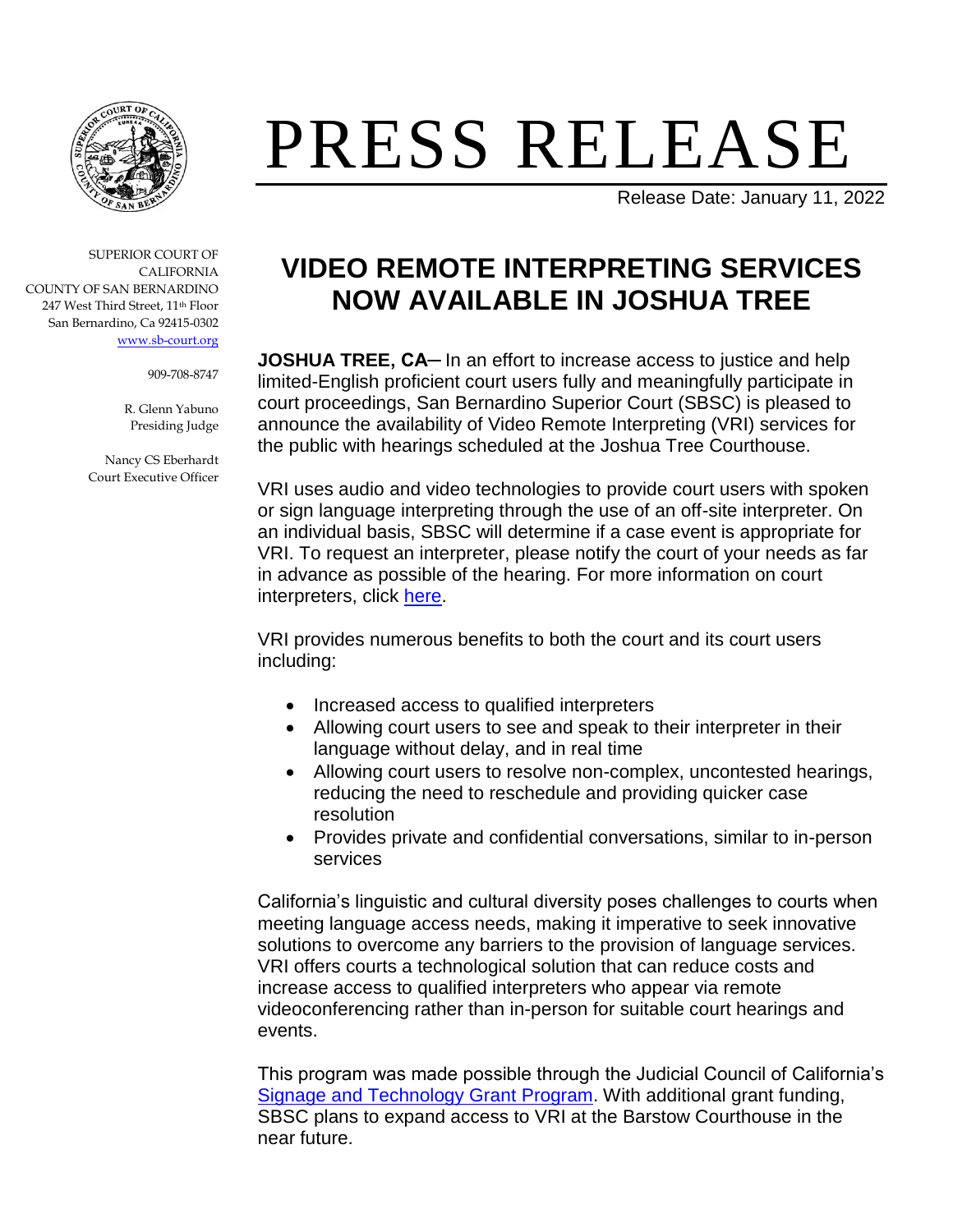# PRESS RELEASE

Release Date: January 11, 2022

SUPERIOR COURT OF CALIFORNIA
COUNTY OF SAN BERNARDINO
247 West Third Street, 11th Floor
San Bernardino, Ca 92415-0302
www.sb-court.org

909-708-8747

R. Glenn Yabuno
Presiding Judge

Nancy CS Eberhardt
Court Executive Officer

## VIDEO REMOTE INTERPRETING SERVICES NOW AVAILABLE IN JOSHUA TREE

**JOSHUA TREE, CA**– In an effort to increase access to justice and help limited-English proficient court users fully and meaningfully participate in court proceedings, San Bernardino Superior Court (SBSC) is pleased to announce the availability of Video Remote Interpreting (VRI) services for the public with hearings scheduled at the Joshua Tree Courthouse.

VRI uses audio and video technologies to provide court users with spoken or sign language interpreting through the use of an off-site interpreter. On an individual basis, SBSC will determine if a case event is appropriate for VRI. To request an interpreter, please notify the court of your needs as far in advance as possible of the hearing. For more information on court interpreters, click here.

VRI provides numerous benefits to both the court and its court users including:

- Increased access to qualified interpreters
- Allowing court users to see and speak to their interpreter in their language without delay, and in real time
- Allowing court users to resolve non-complex, uncontested hearings, reducing the need to reschedule and providing quicker case resolution
- Provides private and confidential conversations, similar to in-person services

California's linguistic and cultural diversity poses challenges to courts when meeting language access needs, making it imperative to seek innovative solutions to overcome any barriers to the provision of language services. VRI offers courts a technological solution that can reduce costs and increase access to qualified interpreters who appear via remote videoconferencing rather than in-person for suitable court hearings and events.

This program was made possible through the Judicial Council of California's Signage and Technology Grant Program. With additional grant funding, SBSC plans to expand access to VRI at the Barstow Courthouse in the near future.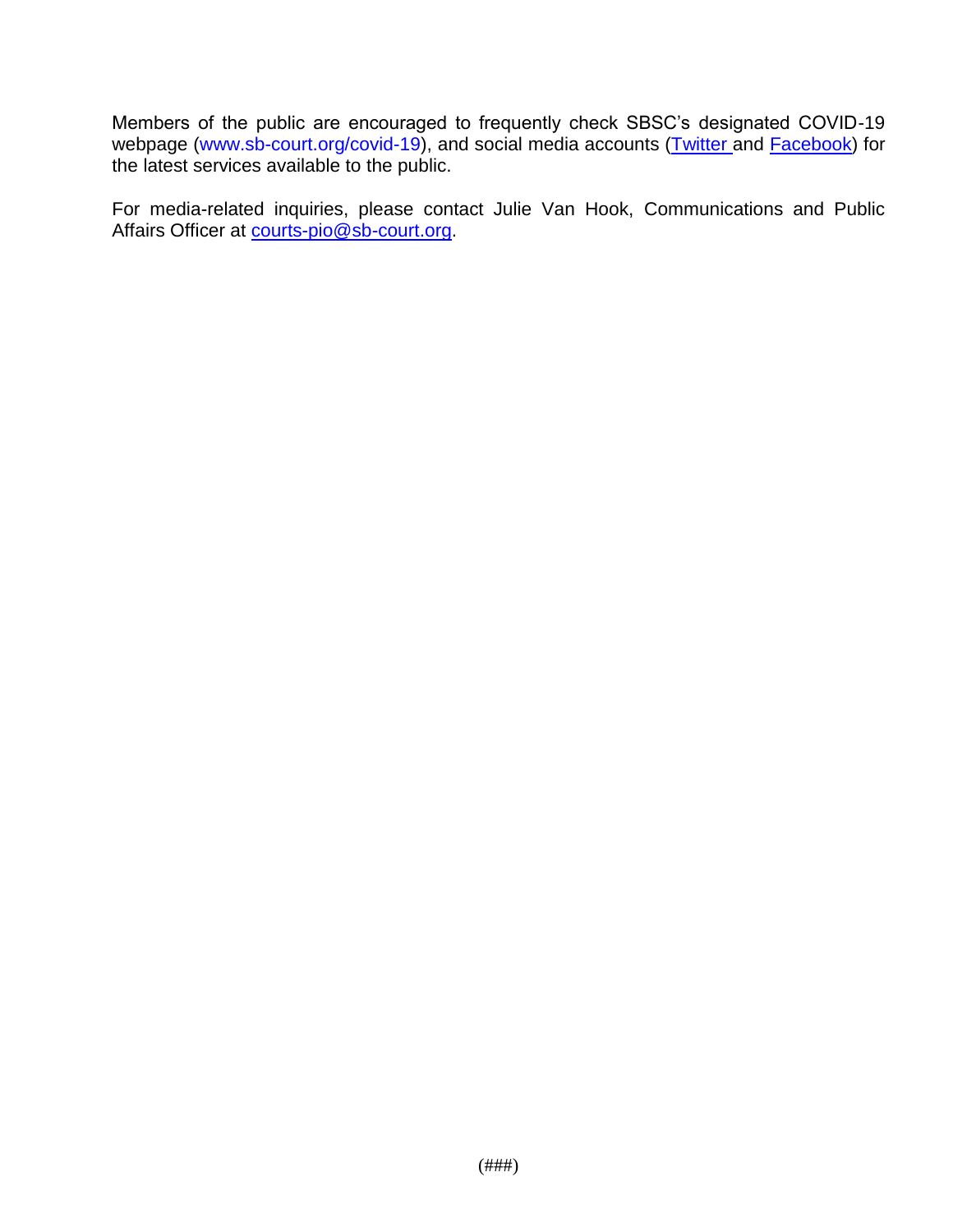Members of the public are encouraged to frequently check SBSC's designated COVID-19 webpage (www.sb-court.org/covid-19), and social media accounts (Twitter and Facebook) for the latest services available to the public.

For media-related inquiries, please contact Julie Van Hook, Communications and Public Affairs Officer at courts-pio@sb-court.org.

(###)